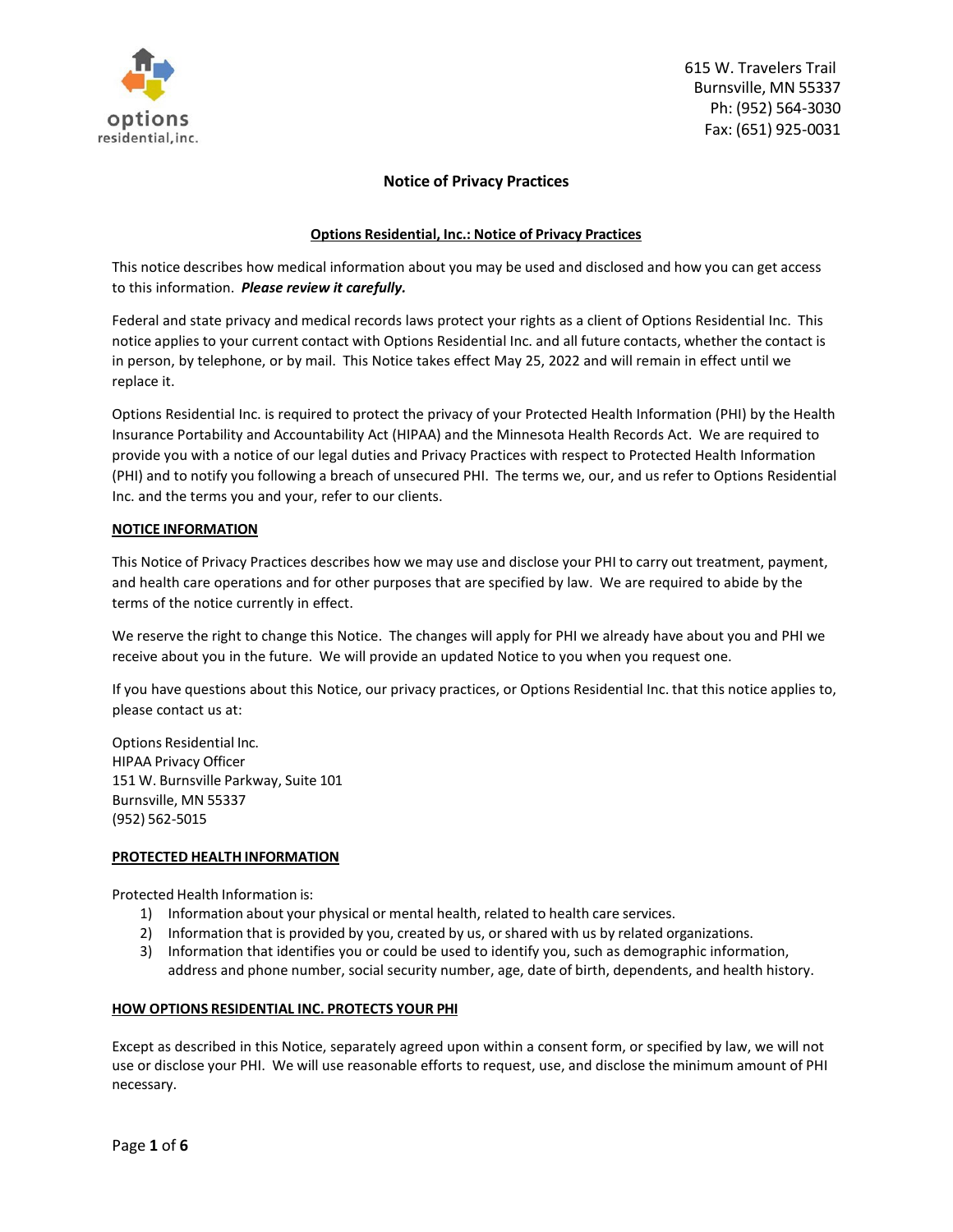options residential, inc.

615 W. Travelers Trail
Burnsville, MN 55337
Ph: (952) 564-3030
Fax: (651) 925-0031

# Notice of Privacy Practices

## Options Residential, Inc.: Notice of Privacy Practices

This notice describes how medical information about you may be used and disclosed and how you can get access to this information. ***Please review it carefully.***

Federal and state privacy and medical records laws protect your rights as a client of Options Residential Inc. This notice applies to your current contact with Options Residential Inc. and all future contacts, whether the contact is in person, by telephone, or by mail. This Notice takes effect May 25, 2022 and will remain in effect until we replace it.

Options Residential Inc. is required to protect the privacy of your Protected Health Information (PHI) by the Health Insurance Portability and Accountability Act (HIPAA) and the Minnesota Health Records Act. We are required to provide you with a notice of our legal duties and Privacy Practices with respect to Protected Health Information (PHI) and to notify you following a breach of unsecured PHI. The terms we, our, and us refer to Options Residential Inc. and the terms you and your, refer to our clients.

### NOTICE INFORMATION

This Notice of Privacy Practices describes how we may use and disclose your PHI to carry out treatment, payment, and health care operations and for other purposes that are specified by law. We are required to abide by the terms of the notice currently in effect.

We reserve the right to change this Notice. The changes will apply for PHI we already have about you and PHI we receive about you in the future. We will provide an updated Notice to you when you request one.

If you have questions about this Notice, our privacy practices, or Options Residential Inc. that this notice applies to, please contact us at:

Options Residential Inc.
HIPAA Privacy Officer
151 W. Burnsville Parkway, Suite 101
Burnsville, MN 55337
(952) 562-5015

### PROTECTED HEALTH INFORMATION

Protected Health Information is:

1) Information about your physical or mental health, related to health care services.
2) Information that is provided by you, created by us, or shared with us by related organizations.
3) Information that identifies you or could be used to identify you, such as demographic information, address and phone number, social security number, age, date of birth, dependents, and health history.

### HOW OPTIONS RESIDENTIAL INC. PROTECTS YOUR PHI

Except as described in this Notice, separately agreed upon within a consent form, or specified by law, we will not use or disclose your PHI. We will use reasonable efforts to request, use, and disclose the minimum amount of PHI necessary.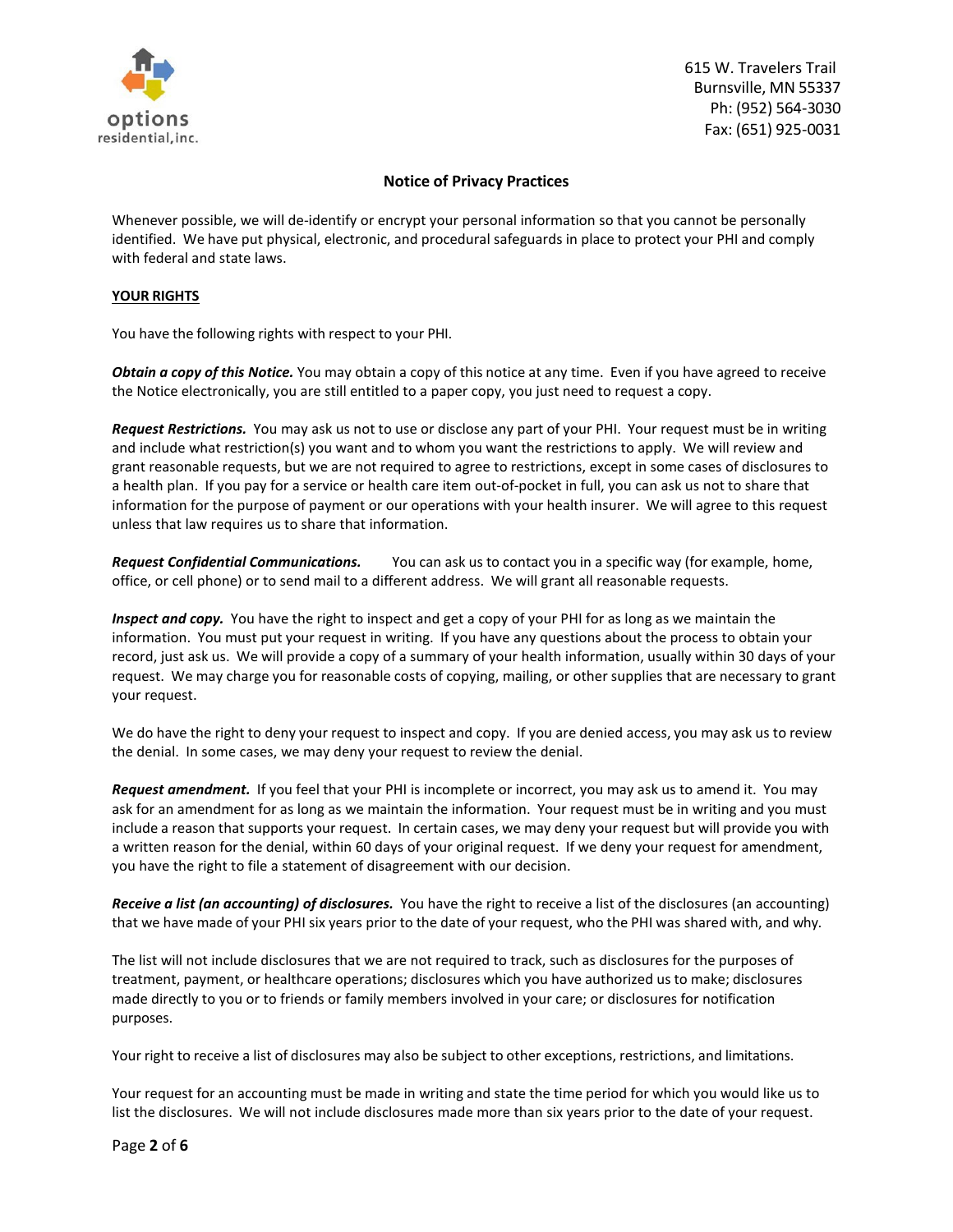**Notice of Privacy Practices**

Whenever possible, we will de-identify or encrypt your personal information so that you cannot be personally identified. We have put physical, electronic, and procedural safeguards in place to protect your PHI and comply with federal and state laws.

**YOUR RIGHTS**

You have the following rights with respect to your PHI.

***Obtain a copy of this Notice.*** You may obtain a copy of this notice at any time. Even if you have agreed to receive the Notice electronically, you are still entitled to a paper copy, you just need to request a copy.

***Request Restrictions.*** You may ask us not to use or disclose any part of your PHI. Your request must be in writing and include what restriction(s) you want and to whom you want the restrictions to apply. We will review and grant reasonable requests, but we are not required to agree to restrictions, except in some cases of disclosures to a health plan. If you pay for a service or health care item out-of-pocket in full, you can ask us not to share that information for the purpose of payment or our operations with your health insurer. We will agree to this request unless that law requires us to share that information.

***Request Confidential Communications.*** You can ask us to contact you in a specific way (for example, home, office, or cell phone) or to send mail to a different address. We will grant all reasonable requests.

***Inspect and copy.*** You have the right to inspect and get a copy of your PHI for as long as we maintain the information. You must put your request in writing. If you have any questions about the process to obtain your record, just ask us. We will provide a copy of a summary of your health information, usually within 30 days of your request. We may charge you for reasonable costs of copying, mailing, or other supplies that are necessary to grant your request.

We do have the right to deny your request to inspect and copy. If you are denied access, you may ask us to review the denial. In some cases, we may deny your request to review the denial.

***Request amendment.*** If you feel that your PHI is incomplete or incorrect, you may ask us to amend it. You may ask for an amendment for as long as we maintain the information. Your request must be in writing and you must include a reason that supports your request. In certain cases, we may deny your request but will provide you with a written reason for the denial, within 60 days of your original request. If we deny your request for amendment, you have the right to file a statement of disagreement with our decision.

***Receive a list (an accounting) of disclosures.*** You have the right to receive a list of the disclosures (an accounting) that we have made of your PHI six years prior to the date of your request, who the PHI was shared with, and why.

The list will not include disclosures that we are not required to track, such as disclosures for the purposes of treatment, payment, or healthcare operations; disclosures which you have authorized us to make; disclosures made directly to you or to friends or family members involved in your care; or disclosures for notification purposes.

Your right to receive a list of disclosures may also be subject to other exceptions, restrictions, and limitations.

Your request for an accounting must be made in writing and state the time period for which you would like us to list the disclosures. We will not include disclosures made more than six years prior to the date of your request.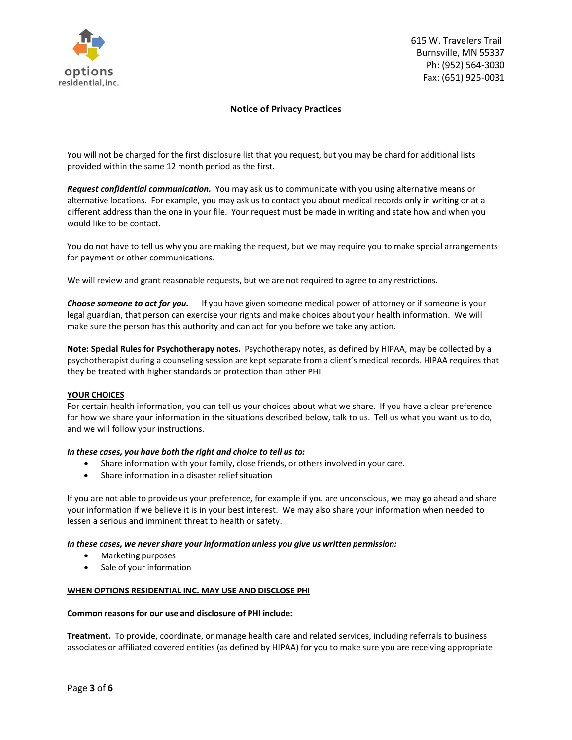615 W. Travelers Trail
Burnsville, MN 55337
Ph: (952) 564-3030
Fax: (651) 925-0031

**Notice of Privacy Practices**

You will not be charged for the first disclosure list that you request, but you may be chard for additional lists provided within the same 12 month period as the first.

***Request confidential communication.*** You may ask us to communicate with you using alternative means or alternative locations. For example, you may ask us to contact you about medical records only in writing or at a different address than the one in your file. Your request must be made in writing and state how and when you would like to be contact.

You do not have to tell us why you are making the request, but we may require you to make special arrangements for payment or other communications.

We will review and grant reasonable requests, but we are not required to agree to any restrictions.

***Choose someone to act for you.*** If you have given someone medical power of attorney or if someone is your legal guardian, that person can exercise your rights and make choices about your health information. We will make sure the person has this authority and can act for you before we take any action.

**Note: Special Rules for Psychotherapy notes.** Psychotherapy notes, as defined by HIPAA, may be collected by a psychotherapist during a counseling session are kept separate from a client's medical records. HIPAA requires that they be treated with higher standards or protection than other PHI.

**YOUR CHOICES**

For certain health information, you can tell us your choices about what we share. If you have a clear preference for how we share your information in the situations described below, talk to us. Tell us what you want us to do, and we will follow your instructions.

***In these cases, you have both the right and choice to tell us to:***

- Share information with your family, close friends, or others involved in your care.
- Share information in a disaster relief situation

If you are not able to provide us your preference, for example if you are unconscious, we may go ahead and share your information if we believe it is in your best interest. We may also share your information when needed to lessen a serious and imminent threat to health or safety.

***In these cases, we never share your information unless you give us written permission:***

- Marketing purposes
- Sale of your information

**WHEN OPTIONS RESIDENTIAL INC. MAY USE AND DISCLOSE PHI**

**Common reasons for our use and disclosure of PHI include:**

**Treatment.** To provide, coordinate, or manage health care and related services, including referrals to business associates or affiliated covered entities (as defined by HIPAA) for you to make sure you are receiving appropriate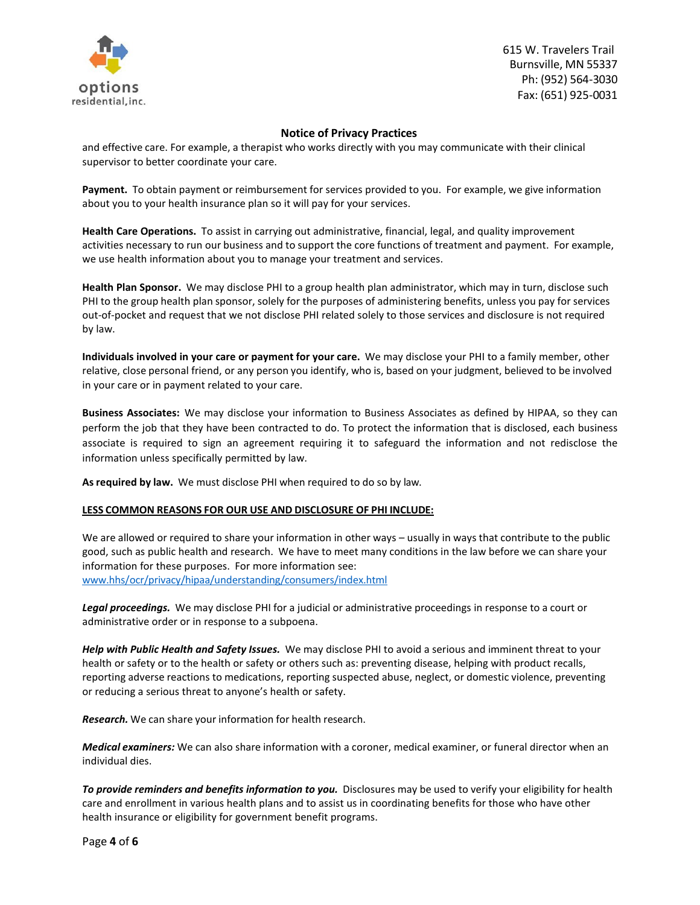and effective care. For example, a therapist who works directly with you may communicate with their clinical supervisor to better coordinate your care.

**Payment.** To obtain payment or reimbursement for services provided to you. For example, we give information about you to your health insurance plan so it will pay for your services.

**Health Care Operations.** To assist in carrying out administrative, financial, legal, and quality improvement activities necessary to run our business and to support the core functions of treatment and payment. For example, we use health information about you to manage your treatment and services.

**Health Plan Sponsor.** We may disclose PHI to a group health plan administrator, which may in turn, disclose such PHI to the group health plan sponsor, solely for the purposes of administering benefits, unless you pay for services out-of-pocket and request that we not disclose PHI related solely to those services and disclosure is not required by law.

**Individuals involved in your care or payment for your care.** We may disclose your PHI to a family member, other relative, close personal friend, or any person you identify, who is, based on your judgment, believed to be involved in your care or in payment related to your care.

**Business Associates:** We may disclose your information to Business Associates as defined by HIPAA, so they can perform the job that they have been contracted to do. To protect the information that is disclosed, each business associate is required to sign an agreement requiring it to safeguard the information and not redisclose the information unless specifically permitted by law.

**As required by law.** We must disclose PHI when required to do so by law.

**LESS COMMON REASONS FOR OUR USE AND DISCLOSURE OF PHI INCLUDE:**

We are allowed or required to share your information in other ways – usually in ways that contribute to the public good, such as public health and research. We have to meet many conditions in the law before we can share your information for these purposes. For more information see: www.hhs/ocr/privacy/hipaa/understanding/consumers/index.html

***Legal proceedings.*** We may disclose PHI for a judicial or administrative proceedings in response to a court or administrative order or in response to a subpoena.

***Help with Public Health and Safety Issues.*** We may disclose PHI to avoid a serious and imminent threat to your health or safety or to the health or safety or others such as: preventing disease, helping with product recalls, reporting adverse reactions to medications, reporting suspected abuse, neglect, or domestic violence, preventing or reducing a serious threat to anyone's health or safety.

***Research.*** We can share your information for health research.

***Medical examiners:*** We can also share information with a coroner, medical examiner, or funeral director when an individual dies.

***To provide reminders and benefits information to you.*** Disclosures may be used to verify your eligibility for health care and enrollment in various health plans and to assist us in coordinating benefits for those who have other health insurance or eligibility for government benefit programs.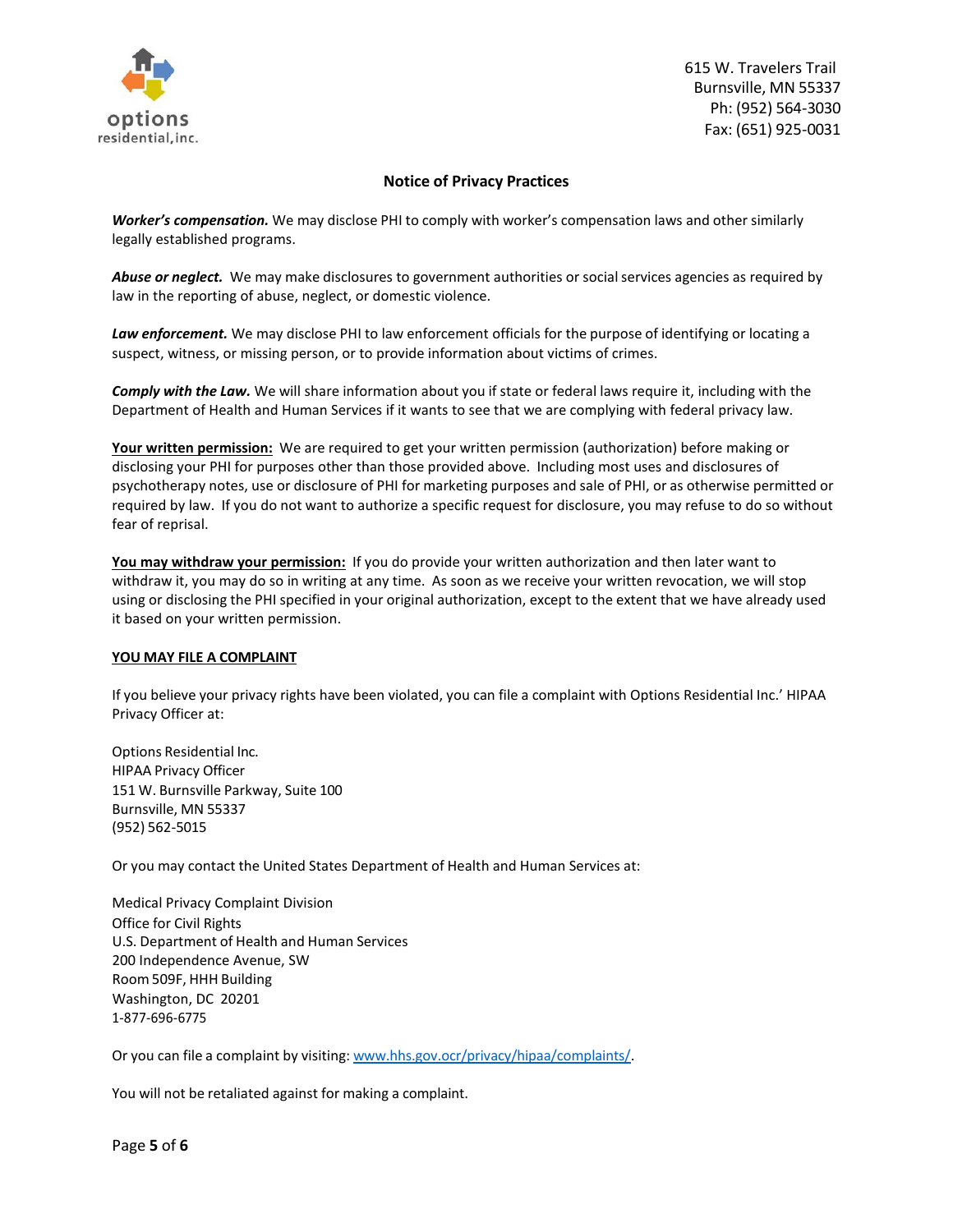615 W. Travelers Trail
Burnsville, MN 55337
Ph: (952) 564-3030
Fax: (651) 925-0031

## Notice of Privacy Practices

***Worker's compensation.*** We may disclose PHI to comply with worker's compensation laws and other similarly legally established programs.

***Abuse or neglect.*** We may make disclosures to government authorities or social services agencies as required by law in the reporting of abuse, neglect, or domestic violence.

***Law enforcement.*** We may disclose PHI to law enforcement officials for the purpose of identifying or locating a suspect, witness, or missing person, or to provide information about victims of crimes.

***Comply with the Law.*** We will share information about you if state or federal laws require it, including with the Department of Health and Human Services if it wants to see that we are complying with federal privacy law.

**<u>Your written permission:</u>** We are required to get your written permission (authorization) before making or disclosing your PHI for purposes other than those provided above. Including most uses and disclosures of psychotherapy notes, use or disclosure of PHI for marketing purposes and sale of PHI, or as otherwise permitted or required by law. If you do not want to authorize a specific request for disclosure, you may refuse to do so without fear of reprisal.

**<u>You may withdraw your permission:</u>** If you do provide your written authorization and then later want to withdraw it, you may do so in writing at any time. As soon as we receive your written revocation, we will stop using or disclosing the PHI specified in your original authorization, except to the extent that we have already used it based on your written permission.

### <u>YOU MAY FILE A COMPLAINT</u>

If you believe your privacy rights have been violated, you can file a complaint with Options Residential Inc.' HIPAA Privacy Officer at:

Options Residential Inc.
HIPAA Privacy Officer
151 W. Burnsville Parkway, Suite 100
Burnsville, MN 55337
(952) 562-5015

Or you may contact the United States Department of Health and Human Services at:

Medical Privacy Complaint Division
Office for Civil Rights
U.S. Department of Health and Human Services
200 Independence Avenue, SW
Room 509F, HHH Building
Washington, DC 20201
1-877-696-6775

Or you can file a complaint by visiting: [www.hhs.gov.ocr/privacy/hipaa/complaints/](www.hhs.gov.ocr/privacy/hipaa/complaints/).

You will not be retaliated against for making a complaint.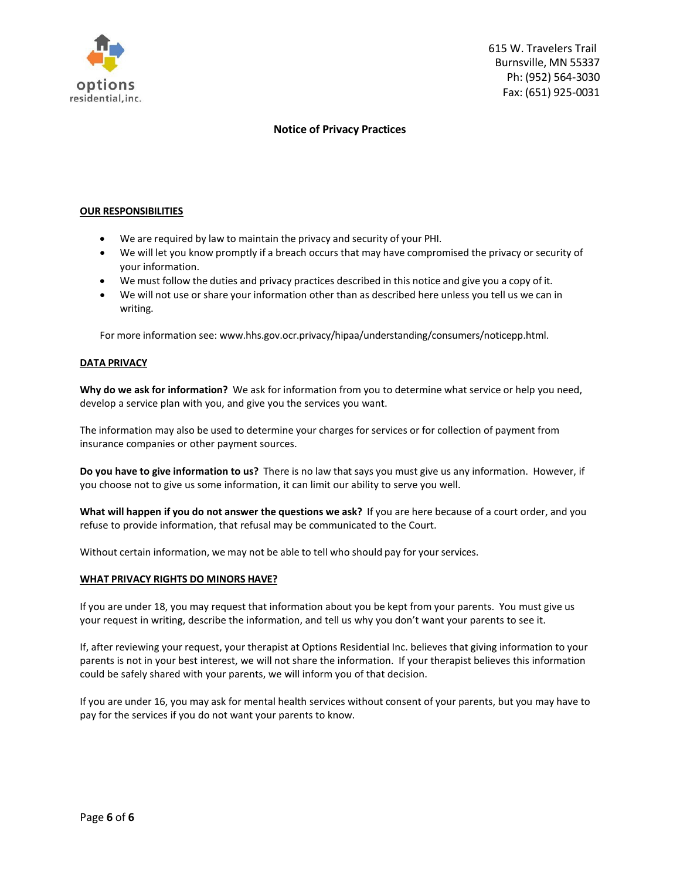615 W. Travelers Trail
Burnsville, MN 55337
Ph: (952) 564-3030
Fax: (651) 925-0031

## Notice of Privacy Practices

### OUR RESPONSIBILITIES

- We are required by law to maintain the privacy and security of your PHI.
- We will let you know promptly if a breach occurs that may have compromised the privacy or security of your information.
- We must follow the duties and privacy practices described in this notice and give you a copy of it.
- We will not use or share your information other than as described here unless you tell us we can in writing.

For more information see: www.hhs.gov.ocr.privacy/hipaa/understanding/consumers/noticepp.html.

### DATA PRIVACY

**Why do we ask for information?** We ask for information from you to determine what service or help you need, develop a service plan with you, and give you the services you want.

The information may also be used to determine your charges for services or for collection of payment from insurance companies or other payment sources.

**Do you have to give information to us?** There is no law that says you must give us any information. However, if you choose not to give us some information, it can limit our ability to serve you well.

**What will happen if you do not answer the questions we ask?** If you are here because of a court order, and you refuse to provide information, that refusal may be communicated to the Court.

Without certain information, we may not be able to tell who should pay for your services.

### WHAT PRIVACY RIGHTS DO MINORS HAVE?

If you are under 18, you may request that information about you be kept from your parents. You must give us your request in writing, describe the information, and tell us why you don't want your parents to see it.

If, after reviewing your request, your therapist at Options Residential Inc. believes that giving information to your parents is not in your best interest, we will not share the information. If your therapist believes this information could be safely shared with your parents, we will inform you of that decision.

If you are under 16, you may ask for mental health services without consent of your parents, but you may have to pay for the services if you do not want your parents to know.